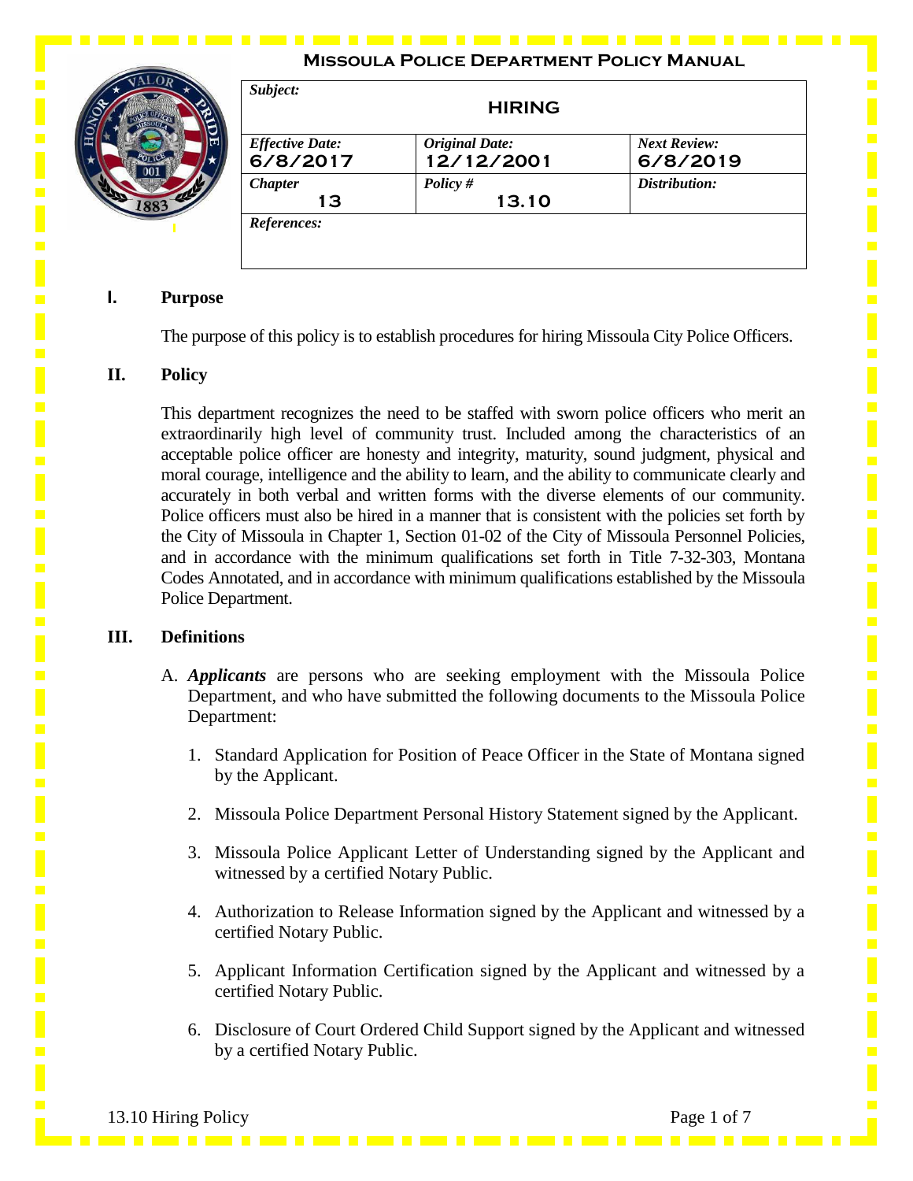**Missoula Police Department Policy Manual**

| | | |
|---|---|---|
| *Subject:* **HIRING** | | |
| *Effective Date:* 6/8/2017 | *Original Date:* 12/12/2001 | *Next Review:* 6/8/2019 |
| *Chapter* 13 | *Policy #* 13.10 | *Distribution:* |
| *References:* | | |

## I. Purpose

The purpose of this policy is to establish procedures for hiring Missoula City Police Officers.

## II. Policy

This department recognizes the need to be staffed with sworn police officers who merit an extraordinarily high level of community trust. Included among the characteristics of an acceptable police officer are honesty and integrity, maturity, sound judgment, physical and moral courage, intelligence and the ability to learn, and the ability to communicate clearly and accurately in both verbal and written forms with the diverse elements of our community. Police officers must also be hired in a manner that is consistent with the policies set forth by the City of Missoula in Chapter 1, Section 01-02 of the City of Missoula Personnel Policies, and in accordance with the minimum qualifications set forth in Title 7-32-303, Montana Codes Annotated, and in accordance with minimum qualifications established by the Missoula Police Department.

## III. Definitions

A. ***Applicants*** are persons who are seeking employment with the Missoula Police Department, and who have submitted the following documents to the Missoula Police Department:

1. Standard Application for Position of Peace Officer in the State of Montana signed by the Applicant.
2. Missoula Police Department Personal History Statement signed by the Applicant.
3. Missoula Police Applicant Letter of Understanding signed by the Applicant and witnessed by a certified Notary Public.
4. Authorization to Release Information signed by the Applicant and witnessed by a certified Notary Public.
5. Applicant Information Certification signed by the Applicant and witnessed by a certified Notary Public.
6. Disclosure of Court Ordered Child Support signed by the Applicant and witnessed by a certified Notary Public.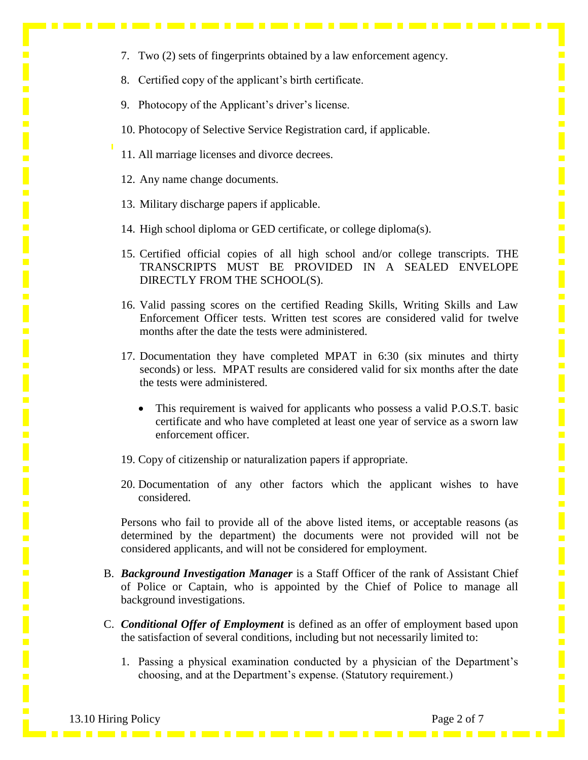7. Two (2) sets of fingerprints obtained by a law enforcement agency.

8. Certified copy of the applicant's birth certificate.

9. Photocopy of the Applicant's driver's license.

10. Photocopy of Selective Service Registration card, if applicable.

11. All marriage licenses and divorce decrees.

12. Any name change documents.

13. Military discharge papers if applicable.

14. High school diploma or GED certificate, or college diploma(s).

15. Certified official copies of all high school and/or college transcripts. THE TRANSCRIPTS MUST BE PROVIDED IN A SEALED ENVELOPE DIRECTLY FROM THE SCHOOL(S).

16. Valid passing scores on the certified Reading Skills, Writing Skills and Law Enforcement Officer tests. Written test scores are considered valid for twelve months after the date the tests were administered.

17. Documentation they have completed MPAT in 6:30 (six minutes and thirty seconds) or less. MPAT results are considered valid for six months after the date the tests were administered.

    - This requirement is waived for applicants who possess a valid P.O.S.T. basic certificate and who have completed at least one year of service as a sworn law enforcement officer.

19. Copy of citizenship or naturalization papers if appropriate.

20. Documentation of any other factors which the applicant wishes to have considered.

Persons who fail to provide all of the above listed items, or acceptable reasons (as determined by the department) the documents were not provided will not be considered applicants, and will not be considered for employment.

B. ***Background Investigation Manager*** is a Staff Officer of the rank of Assistant Chief of Police or Captain, who is appointed by the Chief of Police to manage all background investigations.

C. ***Conditional Offer of Employment*** is defined as an offer of employment based upon the satisfaction of several conditions, including but not necessarily limited to:

1. Passing a physical examination conducted by a physician of the Department's choosing, and at the Department's expense. (Statutory requirement.)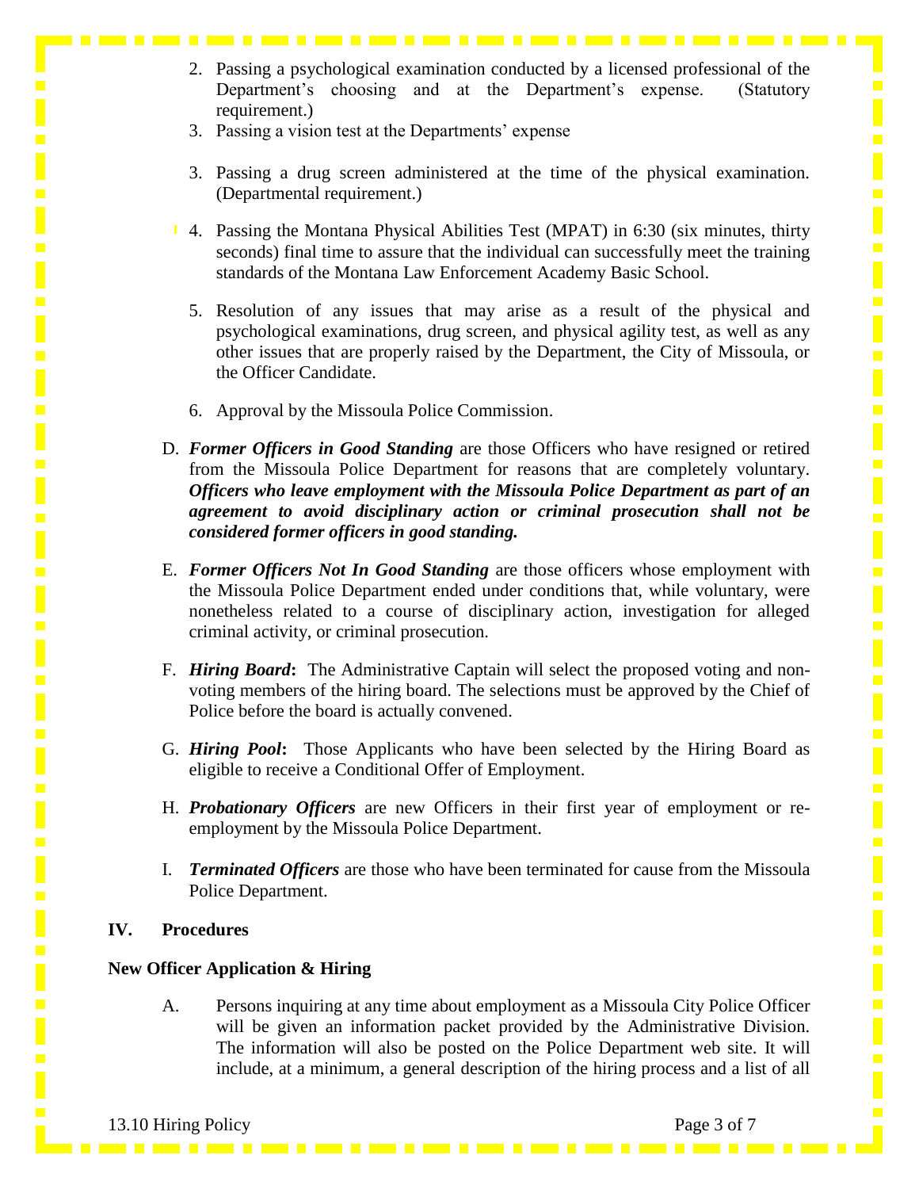2. Passing a psychological examination conducted by a licensed professional of the Department's choosing and at the Department's expense. (Statutory requirement.)
3. Passing a vision test at the Departments' expense

3. Passing a drug screen administered at the time of the physical examination. (Departmental requirement.)

4. Passing the Montana Physical Abilities Test (MPAT) in 6:30 (six minutes, thirty seconds) final time to assure that the individual can successfully meet the training standards of the Montana Law Enforcement Academy Basic School.

5. Resolution of any issues that may arise as a result of the physical and psychological examinations, drug screen, and physical agility test, as well as any other issues that are properly raised by the Department, the City of Missoula, or the Officer Candidate.

6. Approval by the Missoula Police Commission.

D. ***Former Officers in Good Standing*** are those Officers who have resigned or retired from the Missoula Police Department for reasons that are completely voluntary. ***Officers who leave employment with the Missoula Police Department as part of an agreement to avoid disciplinary action or criminal prosecution shall not be considered former officers in good standing.***

E. ***Former Officers Not In Good Standing*** are those officers whose employment with the Missoula Police Department ended under conditions that, while voluntary, were nonetheless related to a course of disciplinary action, investigation for alleged criminal activity, or criminal prosecution.

F. ***Hiring Board*****:** The Administrative Captain will select the proposed voting and non-voting members of the hiring board. The selections must be approved by the Chief of Police before the board is actually convened.

G. ***Hiring Pool*****:** Those Applicants who have been selected by the Hiring Board as eligible to receive a Conditional Offer of Employment.

H. ***Probationary Officers*** are new Officers in their first year of employment or re-employment by the Missoula Police Department.

I. ***Terminated Officers*** are those who have been terminated for cause from the Missoula Police Department.

## IV. Procedures

### New Officer Application & Hiring

A. Persons inquiring at any time about employment as a Missoula City Police Officer will be given an information packet provided by the Administrative Division. The information will also be posted on the Police Department web site. It will include, at a minimum, a general description of the hiring process and a list of all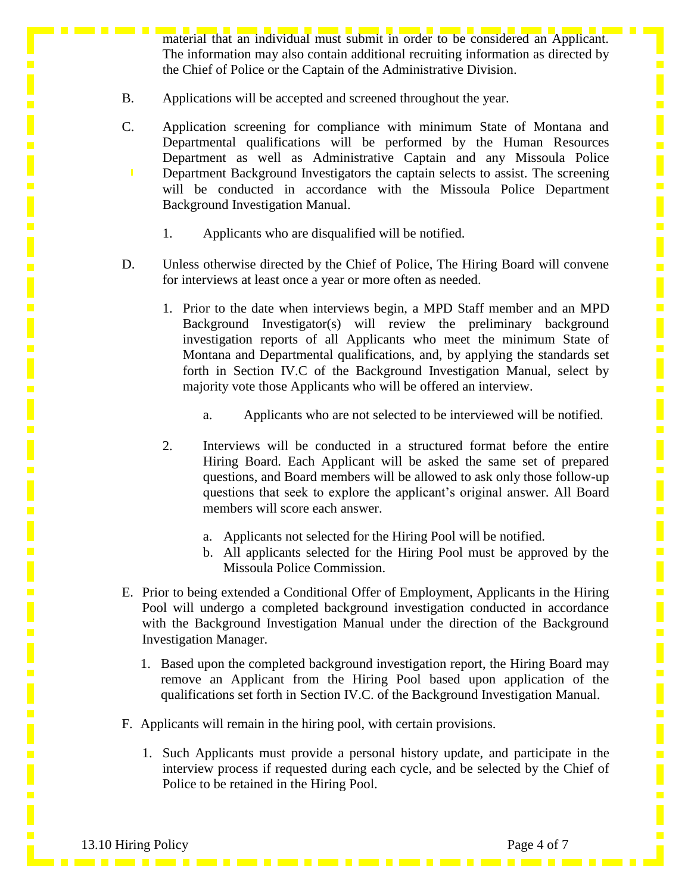material that an individual must submit in order to be considered an Applicant. The information may also contain additional recruiting information as directed by the Chief of Police or the Captain of the Administrative Division.

B. Applications will be accepted and screened throughout the year.

C. Application screening for compliance with minimum State of Montana and Departmental qualifications will be performed by the Human Resources Department as well as Administrative Captain and any Missoula Police Department Background Investigators the captain selects to assist. The screening will be conducted in accordance with the Missoula Police Department Background Investigation Manual.

   1. Applicants who are disqualified will be notified.

D. Unless otherwise directed by the Chief of Police, The Hiring Board will convene for interviews at least once a year or more often as needed.

   1. Prior to the date when interviews begin, a MPD Staff member and an MPD Background Investigator(s) will review the preliminary background investigation reports of all Applicants who meet the minimum State of Montana and Departmental qualifications, and, by applying the standards set forth in Section IV.C of the Background Investigation Manual, select by majority vote those Applicants who will be offered an interview.

      a. Applicants who are not selected to be interviewed will be notified.

   2. Interviews will be conducted in a structured format before the entire Hiring Board. Each Applicant will be asked the same set of prepared questions, and Board members will be allowed to ask only those follow-up questions that seek to explore the applicant's original answer. All Board members will score each answer.

      a. Applicants not selected for the Hiring Pool will be notified.
      b. All applicants selected for the Hiring Pool must be approved by the Missoula Police Commission.

E. Prior to being extended a Conditional Offer of Employment, Applicants in the Hiring Pool will undergo a completed background investigation conducted in accordance with the Background Investigation Manual under the direction of the Background Investigation Manager.

   1. Based upon the completed background investigation report, the Hiring Board may remove an Applicant from the Hiring Pool based upon application of the qualifications set forth in Section IV.C. of the Background Investigation Manual.

F. Applicants will remain in the hiring pool, with certain provisions.

   1. Such Applicants must provide a personal history update, and participate in the interview process if requested during each cycle, and be selected by the Chief of Police to be retained in the Hiring Pool.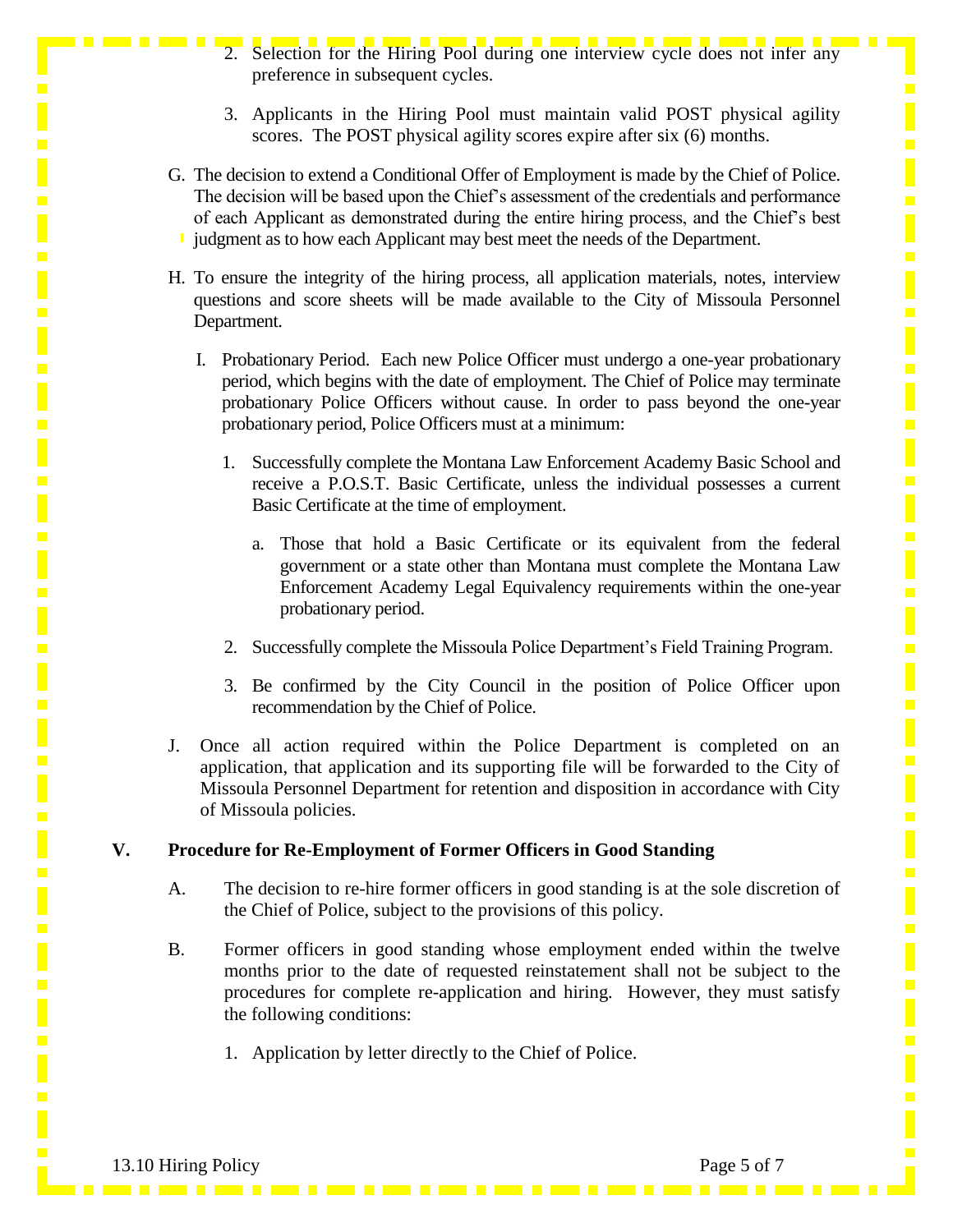2. Selection for the Hiring Pool during one interview cycle does not infer any preference in subsequent cycles.

3. Applicants in the Hiring Pool must maintain valid POST physical agility scores. The POST physical agility scores expire after six (6) months.

G. The decision to extend a Conditional Offer of Employment is made by the Chief of Police. The decision will be based upon the Chief's assessment of the credentials and performance of each Applicant as demonstrated during the entire hiring process, and the Chief's best judgment as to how each Applicant may best meet the needs of the Department.

H. To ensure the integrity of the hiring process, all application materials, notes, interview questions and score sheets will be made available to the City of Missoula Personnel Department.

I. Probationary Period. Each new Police Officer must undergo a one-year probationary period, which begins with the date of employment. The Chief of Police may terminate probationary Police Officers without cause. In order to pass beyond the one-year probationary period, Police Officers must at a minimum:

1. Successfully complete the Montana Law Enforcement Academy Basic School and receive a P.O.S.T. Basic Certificate, unless the individual possesses a current Basic Certificate at the time of employment.

   a. Those that hold a Basic Certificate or its equivalent from the federal government or a state other than Montana must complete the Montana Law Enforcement Academy Legal Equivalency requirements within the one-year probationary period.

2. Successfully complete the Missoula Police Department's Field Training Program.

3. Be confirmed by the City Council in the position of Police Officer upon recommendation by the Chief of Police.

J. Once all action required within the Police Department is completed on an application, that application and its supporting file will be forwarded to the City of Missoula Personnel Department for retention and disposition in accordance with City of Missoula policies.

## V. Procedure for Re-Employment of Former Officers in Good Standing

A. The decision to re-hire former officers in good standing is at the sole discretion of the Chief of Police, subject to the provisions of this policy.

B. Former officers in good standing whose employment ended within the twelve months prior to the date of requested reinstatement shall not be subject to the procedures for complete re-application and hiring. However, they must satisfy the following conditions:

1. Application by letter directly to the Chief of Police.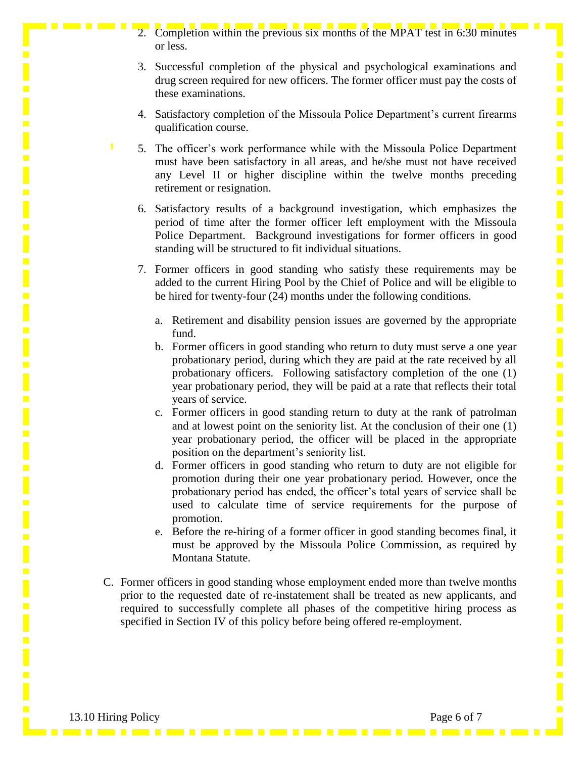2. Completion within the previous six months of the MPAT test in 6:30 minutes or less.

3. Successful completion of the physical and psychological examinations and drug screen required for new officers. The former officer must pay the costs of these examinations.

4. Satisfactory completion of the Missoula Police Department's current firearms qualification course.

5. The officer's work performance while with the Missoula Police Department must have been satisfactory in all areas, and he/she must not have received any Level II or higher discipline within the twelve months preceding retirement or resignation.

6. Satisfactory results of a background investigation, which emphasizes the period of time after the former officer left employment with the Missoula Police Department. Background investigations for former officers in good standing will be structured to fit individual situations.

7. Former officers in good standing who satisfy these requirements may be added to the current Hiring Pool by the Chief of Police and will be eligible to be hired for twenty-four (24) months under the following conditions.

   a. Retirement and disability pension issues are governed by the appropriate fund.
   b. Former officers in good standing who return to duty must serve a one year probationary period, during which they are paid at the rate received by all probationary officers. Following satisfactory completion of the one (1) year probationary period, they will be paid at a rate that reflects their total years of service.
   c. Former officers in good standing return to duty at the rank of patrolman and at lowest point on the seniority list. At the conclusion of their one (1) year probationary period, the officer will be placed in the appropriate position on the department's seniority list.
   d. Former officers in good standing who return to duty are not eligible for promotion during their one year probationary period. However, once the probationary period has ended, the officer's total years of service shall be used to calculate time of service requirements for the purpose of promotion.
   e. Before the re-hiring of a former officer in good standing becomes final, it must be approved by the Missoula Police Commission, as required by Montana Statute.

C. Former officers in good standing whose employment ended more than twelve months prior to the requested date of re-instatement shall be treated as new applicants, and required to successfully complete all phases of the competitive hiring process as specified in Section IV of this policy before being offered re-employment.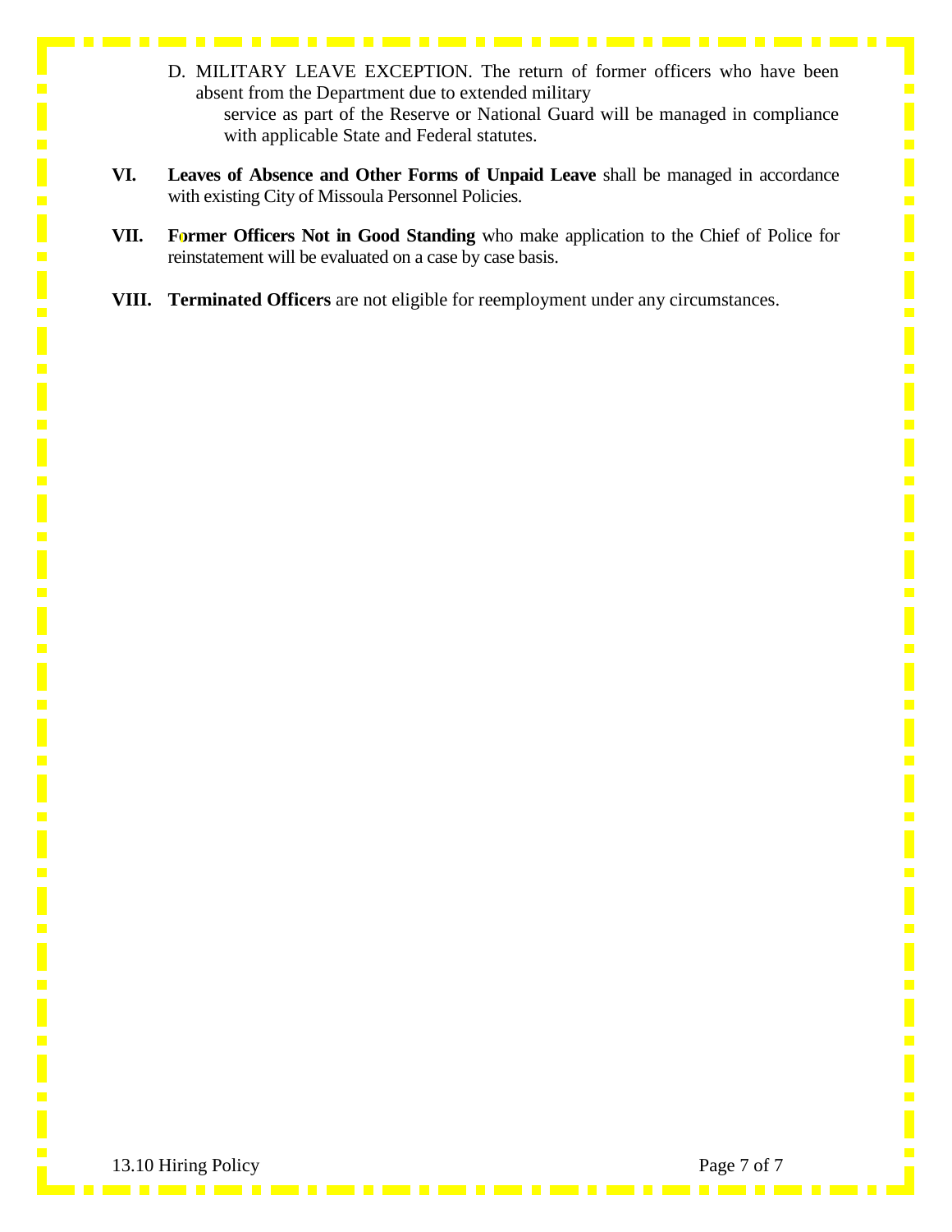D. MILITARY LEAVE EXCEPTION. The return of former officers who have been absent from the Department due to extended military service as part of the Reserve or National Guard will be managed in compliance with applicable State and Federal statutes.

**VI.** **Leaves of Absence and Other Forms of Unpaid Leave** shall be managed in accordance with existing City of Missoula Personnel Policies.

**VII.** **Former Officers Not in Good Standing** who make application to the Chief of Police for reinstatement will be evaluated on a case by case basis.

**VIII.** **Terminated Officers** are not eligible for reemployment under any circumstances.